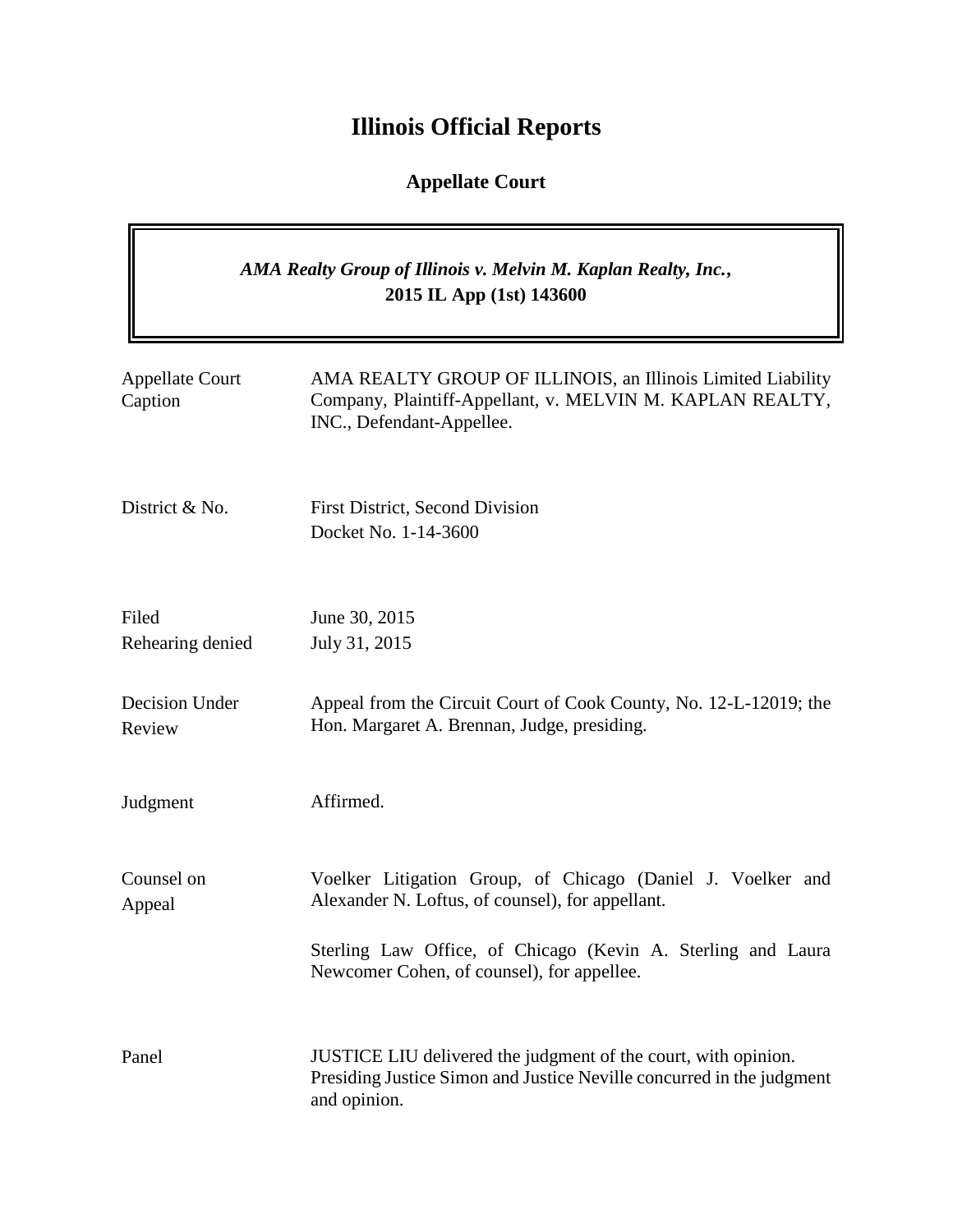# Illinois Official Reports

## Appellate Court

*AMA Realty Group of Illinois v. Melvin M. Kaplan Realty, Inc.*, **2015 IL App (1st) 143600**

| | |
|---|---|
| Appellate Court Caption | AMA REALTY GROUP OF ILLINOIS, an Illinois Limited Liability Company, Plaintiff-Appellant, v. MELVIN M. KAPLAN REALTY, INC., Defendant-Appellee. |
| District & No. | First District, Second Division<br>Docket No. 1-14-3600 |
| Filed<br>Rehearing denied | June 30, 2015<br>July 31, 2015 |
| Decision Under Review | Appeal from the Circuit Court of Cook County, No. 12-L-12019; the Hon. Margaret A. Brennan, Judge, presiding. |
| Judgment | Affirmed. |
| Counsel on Appeal | Voelker Litigation Group, of Chicago (Daniel J. Voelker and Alexander N. Loftus, of counsel), for appellant.<br><br>Sterling Law Office, of Chicago (Kevin A. Sterling and Laura Newcomer Cohen, of counsel), for appellee. |
| Panel | JUSTICE LIU delivered the judgment of the court, with opinion.<br>Presiding Justice Simon and Justice Neville concurred in the judgment and opinion. |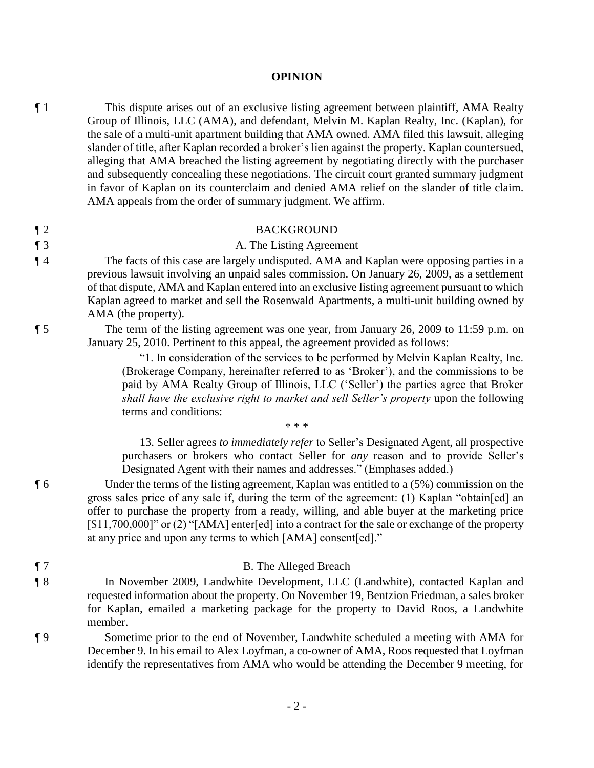# OPINION

¶ 1 This dispute arises out of an exclusive listing agreement between plaintiff, AMA Realty Group of Illinois, LLC (AMA), and defendant, Melvin M. Kaplan Realty, Inc. (Kaplan), for the sale of a multi-unit apartment building that AMA owned. AMA filed this lawsuit, alleging slander of title, after Kaplan recorded a broker's lien against the property. Kaplan countersued, alleging that AMA breached the listing agreement by negotiating directly with the purchaser and subsequently concealing these negotiations. The circuit court granted summary judgment in favor of Kaplan on its counterclaim and denied AMA relief on the slander of title claim. AMA appeals from the order of summary judgment. We affirm.

## ¶ 2 BACKGROUND

### ¶ 3 A. The Listing Agreement

¶ 4 The facts of this case are largely undisputed. AMA and Kaplan were opposing parties in a previous lawsuit involving an unpaid sales commission. On January 26, 2009, as a settlement of that dispute, AMA and Kaplan entered into an exclusive listing agreement pursuant to which Kaplan agreed to market and sell the Rosenwald Apartments, a multi-unit building owned by AMA (the property).

¶ 5 The term of the listing agreement was one year, from January 26, 2009 to 11:59 p.m. on January 25, 2010. Pertinent to this appeal, the agreement provided as follows:

> "1. In consideration of the services to be performed by Melvin Kaplan Realty, Inc. (Brokerage Company, hereinafter referred to as 'Broker'), and the commissions to be paid by AMA Realty Group of Illinois, LLC ('Seller') the parties agree that Broker *shall have the exclusive right to market and sell Seller's property* upon the following terms and conditions:
>
> \* \* \*
>
> 13. Seller agrees *to immediately refer* to Seller's Designated Agent, all prospective purchasers or brokers who contact Seller for *any* reason and to provide Seller's Designated Agent with their names and addresses." (Emphases added.)

¶ 6 Under the terms of the listing agreement, Kaplan was entitled to a (5%) commission on the gross sales price of any sale if, during the term of the agreement: (1) Kaplan "obtain[ed] an offer to purchase the property from a ready, willing, and able buyer at the marketing price [$11,700,000]" or (2) "[AMA] enter[ed] into a contract for the sale or exchange of the property at any price and upon any terms to which [AMA] consent[ed]."

### ¶ 7 B. The Alleged Breach

¶ 8 In November 2009, Landwhite Development, LLC (Landwhite), contacted Kaplan and requested information about the property. On November 19, Bentzion Friedman, a sales broker for Kaplan, emailed a marketing package for the property to David Roos, a Landwhite member.

¶ 9 Sometime prior to the end of November, Landwhite scheduled a meeting with AMA for December 9. In his email to Alex Loyfman, a co-owner of AMA, Roos requested that Loyfman identify the representatives from AMA who would be attending the December 9 meeting, for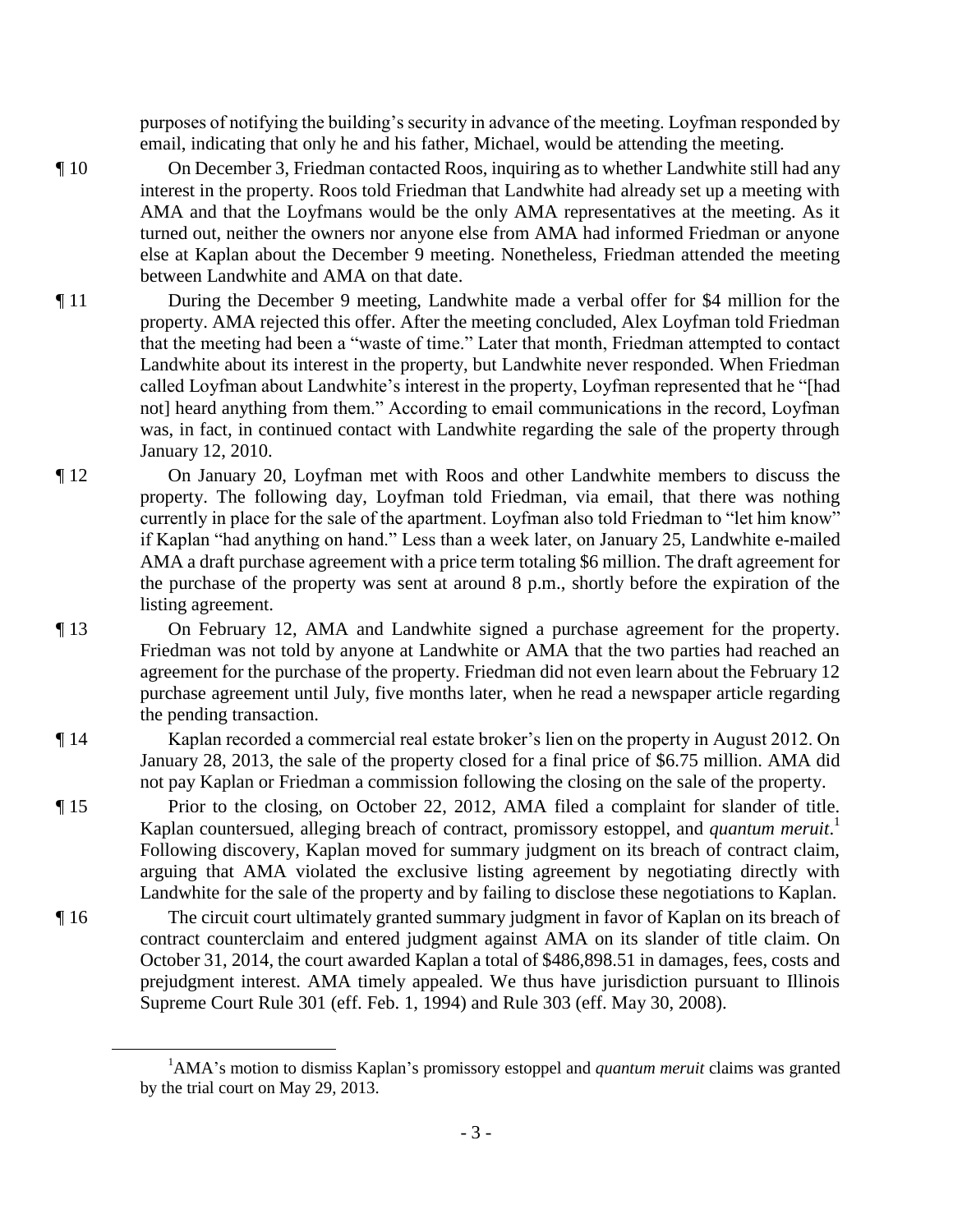purposes of notifying the building's security in advance of the meeting. Loyfman responded by email, indicating that only he and his father, Michael, would be attending the meeting.

¶ 10 On December 3, Friedman contacted Roos, inquiring as to whether Landwhite still had any interest in the property. Roos told Friedman that Landwhite had already set up a meeting with AMA and that the Loyfmans would be the only AMA representatives at the meeting. As it turned out, neither the owners nor anyone else from AMA had informed Friedman or anyone else at Kaplan about the December 9 meeting. Nonetheless, Friedman attended the meeting between Landwhite and AMA on that date.

¶ 11 During the December 9 meeting, Landwhite made a verbal offer for $4 million for the property. AMA rejected this offer. After the meeting concluded, Alex Loyfman told Friedman that the meeting had been a "waste of time." Later that month, Friedman attempted to contact Landwhite about its interest in the property, but Landwhite never responded. When Friedman called Loyfman about Landwhite's interest in the property, Loyfman represented that he "[had not] heard anything from them." According to email communications in the record, Loyfman was, in fact, in continued contact with Landwhite regarding the sale of the property through January 12, 2010.

¶ 12 On January 20, Loyfman met with Roos and other Landwhite members to discuss the property. The following day, Loyfman told Friedman, via email, that there was nothing currently in place for the sale of the apartment. Loyfman also told Friedman to "let him know" if Kaplan "had anything on hand." Less than a week later, on January 25, Landwhite e-mailed AMA a draft purchase agreement with a price term totaling $6 million. The draft agreement for the purchase of the property was sent at around 8 p.m., shortly before the expiration of the listing agreement.

¶ 13 On February 12, AMA and Landwhite signed a purchase agreement for the property. Friedman was not told by anyone at Landwhite or AMA that the two parties had reached an agreement for the purchase of the property. Friedman did not even learn about the February 12 purchase agreement until July, five months later, when he read a newspaper article regarding the pending transaction.

¶ 14 Kaplan recorded a commercial real estate broker's lien on the property in August 2012. On January 28, 2013, the sale of the property closed for a final price of $6.75 million. AMA did not pay Kaplan or Friedman a commission following the closing on the sale of the property.

¶ 15 Prior to the closing, on October 22, 2012, AMA filed a complaint for slander of title. Kaplan countersued, alleging breach of contract, promissory estoppel, and *quantum meruit*.[1] Following discovery, Kaplan moved for summary judgment on its breach of contract claim, arguing that AMA violated the exclusive listing agreement by negotiating directly with Landwhite for the sale of the property and by failing to disclose these negotiations to Kaplan.

¶ 16 The circuit court ultimately granted summary judgment in favor of Kaplan on its breach of contract counterclaim and entered judgment against AMA on its slander of title claim. On October 31, 2014, the court awarded Kaplan a total of $486,898.51 in damages, fees, costs and prejudgment interest. AMA timely appealed. We thus have jurisdiction pursuant to Illinois Supreme Court Rule 301 (eff. Feb. 1, 1994) and Rule 303 (eff. May 30, 2008).

---

[1]AMA's motion to dismiss Kaplan's promissory estoppel and *quantum meruit* claims was granted by the trial court on May 29, 2013.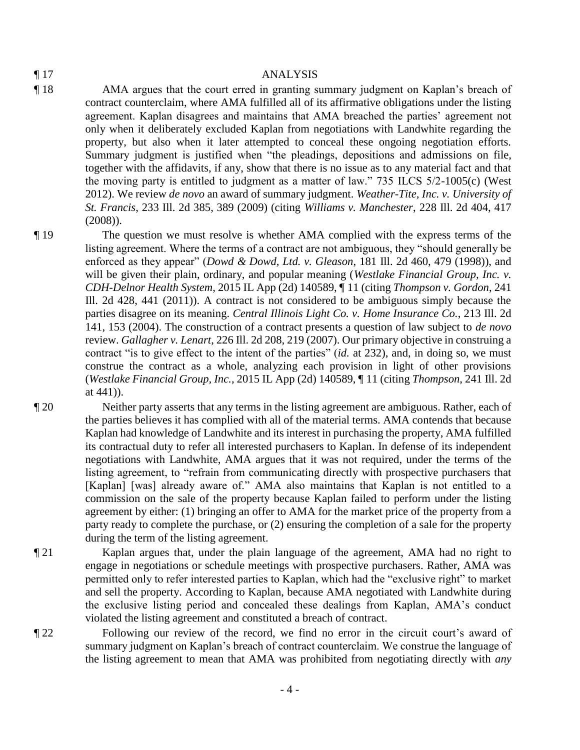¶ 17 ANALYSIS

¶ 18 AMA argues that the court erred in granting summary judgment on Kaplan's breach of contract counterclaim, where AMA fulfilled all of its affirmative obligations under the listing agreement. Kaplan disagrees and maintains that AMA breached the parties' agreement not only when it deliberately excluded Kaplan from negotiations with Landwhite regarding the property, but also when it later attempted to conceal these ongoing negotiation efforts. Summary judgment is justified when "the pleadings, depositions and admissions on file, together with the affidavits, if any, show that there is no issue as to any material fact and that the moving party is entitled to judgment as a matter of law." 735 ILCS 5/2-1005(c) (West 2012). We review *de novo* an award of summary judgment. *Weather-Tite, Inc. v. University of St. Francis*, 233 Ill. 2d 385, 389 (2009) (citing *Williams v. Manchester*, 228 Ill. 2d 404, 417 (2008)).

¶ 19 The question we must resolve is whether AMA complied with the express terms of the listing agreement. Where the terms of a contract are not ambiguous, they "should generally be enforced as they appear" (*Dowd & Dowd, Ltd. v. Gleason*, 181 Ill. 2d 460, 479 (1998)), and will be given their plain, ordinary, and popular meaning (*Westlake Financial Group, Inc. v. CDH-Delnor Health System*, 2015 IL App (2d) 140589, ¶ 11 (citing *Thompson v. Gordon*, 241 Ill. 2d 428, 441 (2011)). A contract is not considered to be ambiguous simply because the parties disagree on its meaning. *Central Illinois Light Co. v. Home Insurance Co.*, 213 Ill. 2d 141, 153 (2004). The construction of a contract presents a question of law subject to *de novo* review. *Gallagher v. Lenart*, 226 Ill. 2d 208, 219 (2007). Our primary objective in construing a contract "is to give effect to the intent of the parties" (*id.* at 232), and, in doing so, we must construe the contract as a whole, analyzing each provision in light of other provisions (*Westlake Financial Group, Inc.*, 2015 IL App (2d) 140589, ¶ 11 (citing *Thompson*, 241 Ill. 2d at 441)).

¶ 20 Neither party asserts that any terms in the listing agreement are ambiguous. Rather, each of the parties believes it has complied with all of the material terms. AMA contends that because Kaplan had knowledge of Landwhite and its interest in purchasing the property, AMA fulfilled its contractual duty to refer all interested purchasers to Kaplan. In defense of its independent negotiations with Landwhite, AMA argues that it was not required, under the terms of the listing agreement, to "refrain from communicating directly with prospective purchasers that [Kaplan] [was] already aware of." AMA also maintains that Kaplan is not entitled to a commission on the sale of the property because Kaplan failed to perform under the listing agreement by either: (1) bringing an offer to AMA for the market price of the property from a party ready to complete the purchase, or (2) ensuring the completion of a sale for the property during the term of the listing agreement.

¶ 21 Kaplan argues that, under the plain language of the agreement, AMA had no right to engage in negotiations or schedule meetings with prospective purchasers. Rather, AMA was permitted only to refer interested parties to Kaplan, which had the "exclusive right" to market and sell the property. According to Kaplan, because AMA negotiated with Landwhite during the exclusive listing period and concealed these dealings from Kaplan, AMA's conduct violated the listing agreement and constituted a breach of contract.

¶ 22 Following our review of the record, we find no error in the circuit court's award of summary judgment on Kaplan's breach of contract counterclaim. We construe the language of the listing agreement to mean that AMA was prohibited from negotiating directly with *any*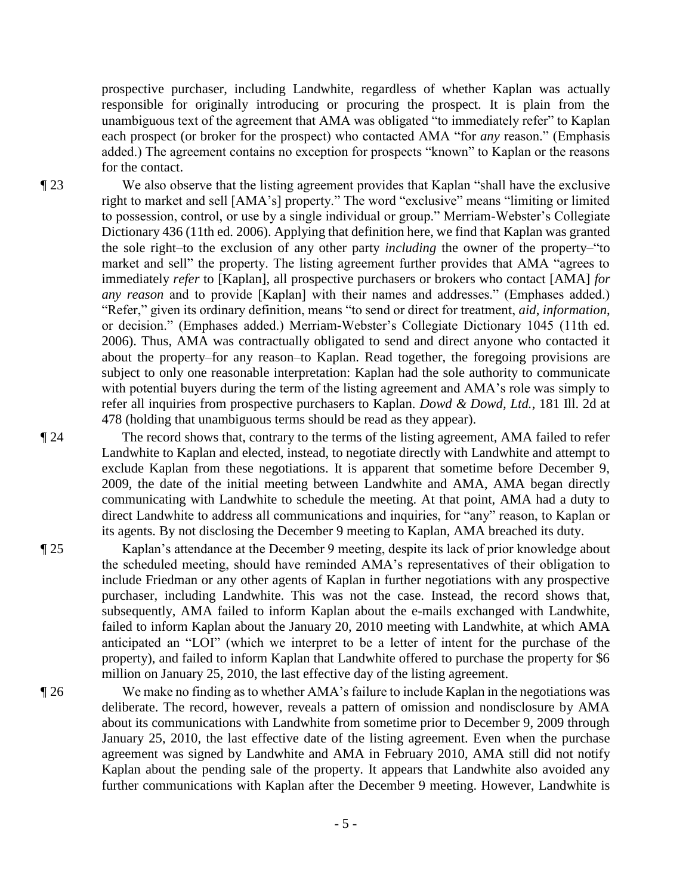prospective purchaser, including Landwhite, regardless of whether Kaplan was actually responsible for originally introducing or procuring the prospect. It is plain from the unambiguous text of the agreement that AMA was obligated "to immediately refer" to Kaplan each prospect (or broker for the prospect) who contacted AMA "for *any* reason." (Emphasis added.) The agreement contains no exception for prospects "known" to Kaplan or the reasons for the contact.

¶ 23 We also observe that the listing agreement provides that Kaplan "shall have the exclusive right to market and sell [AMA's] property." The word "exclusive" means "limiting or limited to possession, control, or use by a single individual or group." Merriam-Webster's Collegiate Dictionary 436 (11th ed. 2006). Applying that definition here, we find that Kaplan was granted the sole right–to the exclusion of any other party *including* the owner of the property–"to market and sell" the property. The listing agreement further provides that AMA "agrees to immediately *refer* to [Kaplan], all prospective purchasers or brokers who contact [AMA] *for any reason* and to provide [Kaplan] with their names and addresses." (Emphases added.) "Refer," given its ordinary definition, means "to send or direct for treatment, *aid*, *information*, or decision." (Emphases added.) Merriam-Webster's Collegiate Dictionary 1045 (11th ed. 2006). Thus, AMA was contractually obligated to send and direct anyone who contacted it about the property–for any reason–to Kaplan. Read together, the foregoing provisions are subject to only one reasonable interpretation: Kaplan had the sole authority to communicate with potential buyers during the term of the listing agreement and AMA's role was simply to refer all inquiries from prospective purchasers to Kaplan. *Dowd & Dowd, Ltd.*, 181 Ill. 2d at 478 (holding that unambiguous terms should be read as they appear).

¶ 24 The record shows that, contrary to the terms of the listing agreement, AMA failed to refer Landwhite to Kaplan and elected, instead, to negotiate directly with Landwhite and attempt to exclude Kaplan from these negotiations. It is apparent that sometime before December 9, 2009, the date of the initial meeting between Landwhite and AMA, AMA began directly communicating with Landwhite to schedule the meeting. At that point, AMA had a duty to direct Landwhite to address all communications and inquiries, for "any" reason, to Kaplan or its agents. By not disclosing the December 9 meeting to Kaplan, AMA breached its duty.

¶ 25 Kaplan's attendance at the December 9 meeting, despite its lack of prior knowledge about the scheduled meeting, should have reminded AMA's representatives of their obligation to include Friedman or any other agents of Kaplan in further negotiations with any prospective purchaser, including Landwhite. This was not the case. Instead, the record shows that, subsequently, AMA failed to inform Kaplan about the e-mails exchanged with Landwhite, failed to inform Kaplan about the January 20, 2010 meeting with Landwhite, at which AMA anticipated an "LOI" (which we interpret to be a letter of intent for the purchase of the property), and failed to inform Kaplan that Landwhite offered to purchase the property for $6 million on January 25, 2010, the last effective day of the listing agreement.

¶ 26 We make no finding as to whether AMA's failure to include Kaplan in the negotiations was deliberate. The record, however, reveals a pattern of omission and nondisclosure by AMA about its communications with Landwhite from sometime prior to December 9, 2009 through January 25, 2010, the last effective date of the listing agreement. Even when the purchase agreement was signed by Landwhite and AMA in February 2010, AMA still did not notify Kaplan about the pending sale of the property. It appears that Landwhite also avoided any further communications with Kaplan after the December 9 meeting. However, Landwhite is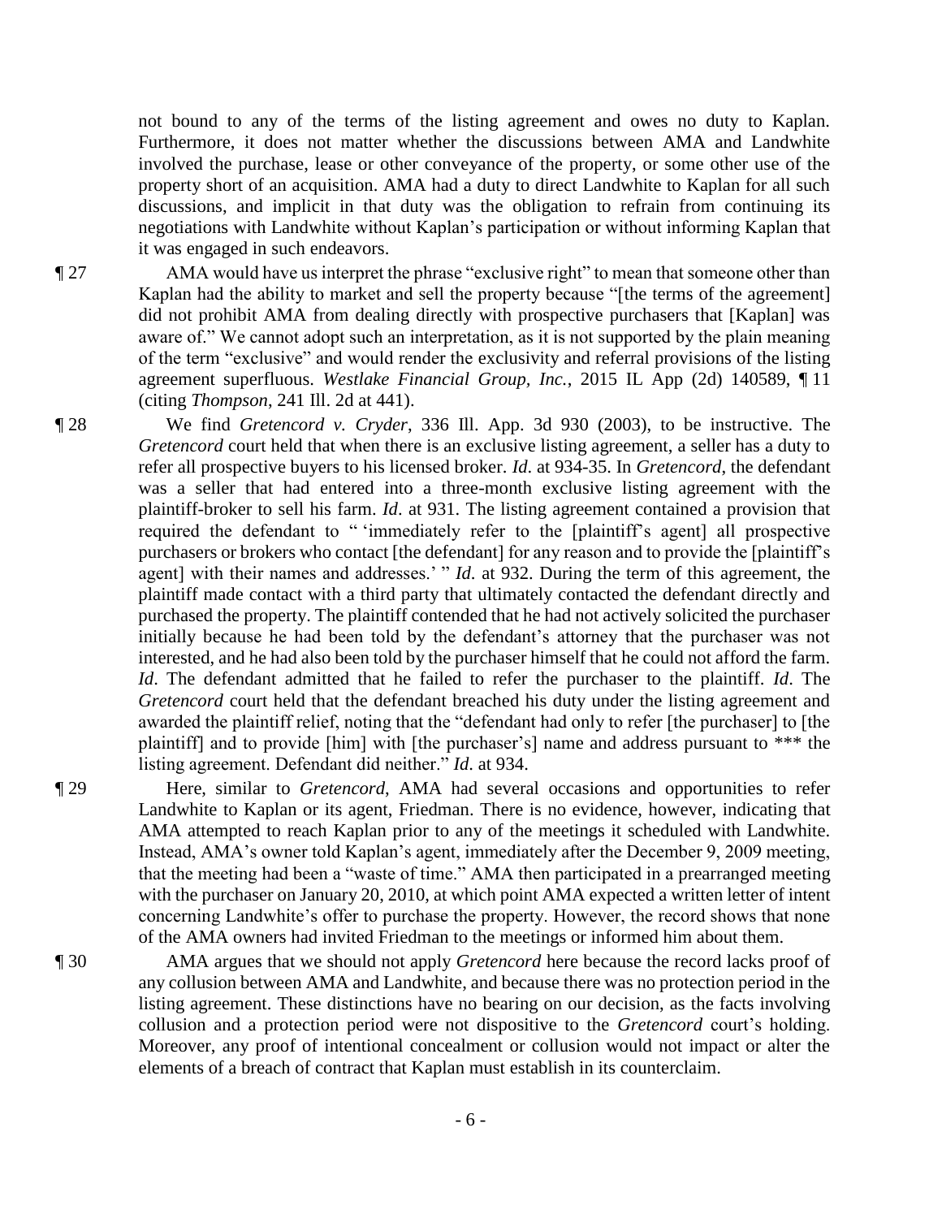not bound to any of the terms of the listing agreement and owes no duty to Kaplan. Furthermore, it does not matter whether the discussions between AMA and Landwhite involved the purchase, lease or other conveyance of the property, or some other use of the property short of an acquisition. AMA had a duty to direct Landwhite to Kaplan for all such discussions, and implicit in that duty was the obligation to refrain from continuing its negotiations with Landwhite without Kaplan's participation or without informing Kaplan that it was engaged in such endeavors.

¶ 27 AMA would have us interpret the phrase "exclusive right" to mean that someone other than Kaplan had the ability to market and sell the property because "[the terms of the agreement] did not prohibit AMA from dealing directly with prospective purchasers that [Kaplan] was aware of." We cannot adopt such an interpretation, as it is not supported by the plain meaning of the term "exclusive" and would render the exclusivity and referral provisions of the listing agreement superfluous. *Westlake Financial Group, Inc.*, 2015 IL App (2d) 140589, ¶ 11 (citing *Thompson*, 241 Ill. 2d at 441).

¶ 28 We find *Gretencord v. Cryder*, 336 Ill. App. 3d 930 (2003), to be instructive. The *Gretencord* court held that when there is an exclusive listing agreement, a seller has a duty to refer all prospective buyers to his licensed broker. *Id*. at 934-35. In *Gretencord*, the defendant was a seller that had entered into a three-month exclusive listing agreement with the plaintiff-broker to sell his farm. *Id*. at 931. The listing agreement contained a provision that required the defendant to " 'immediately refer to the [plaintiff's agent] all prospective purchasers or brokers who contact [the defendant] for any reason and to provide the [plaintiff's agent] with their names and addresses.' " *Id*. at 932. During the term of this agreement, the plaintiff made contact with a third party that ultimately contacted the defendant directly and purchased the property. The plaintiff contended that he had not actively solicited the purchaser initially because he had been told by the defendant's attorney that the purchaser was not interested, and he had also been told by the purchaser himself that he could not afford the farm. *Id*. The defendant admitted that he failed to refer the purchaser to the plaintiff. *Id*. The *Gretencord* court held that the defendant breached his duty under the listing agreement and awarded the plaintiff relief, noting that the "defendant had only to refer [the purchaser] to [the plaintiff] and to provide [him] with [the purchaser's] name and address pursuant to *** the listing agreement. Defendant did neither." *Id*. at 934.

¶ 29 Here, similar to *Gretencord*, AMA had several occasions and opportunities to refer Landwhite to Kaplan or its agent, Friedman. There is no evidence, however, indicating that AMA attempted to reach Kaplan prior to any of the meetings it scheduled with Landwhite. Instead, AMA's owner told Kaplan's agent, immediately after the December 9, 2009 meeting, that the meeting had been a "waste of time." AMA then participated in a prearranged meeting with the purchaser on January 20, 2010, at which point AMA expected a written letter of intent concerning Landwhite's offer to purchase the property. However, the record shows that none of the AMA owners had invited Friedman to the meetings or informed him about them.

¶ 30 AMA argues that we should not apply *Gretencord* here because the record lacks proof of any collusion between AMA and Landwhite, and because there was no protection period in the listing agreement. These distinctions have no bearing on our decision, as the facts involving collusion and a protection period were not dispositive to the *Gretencord* court's holding. Moreover, any proof of intentional concealment or collusion would not impact or alter the elements of a breach of contract that Kaplan must establish in its counterclaim.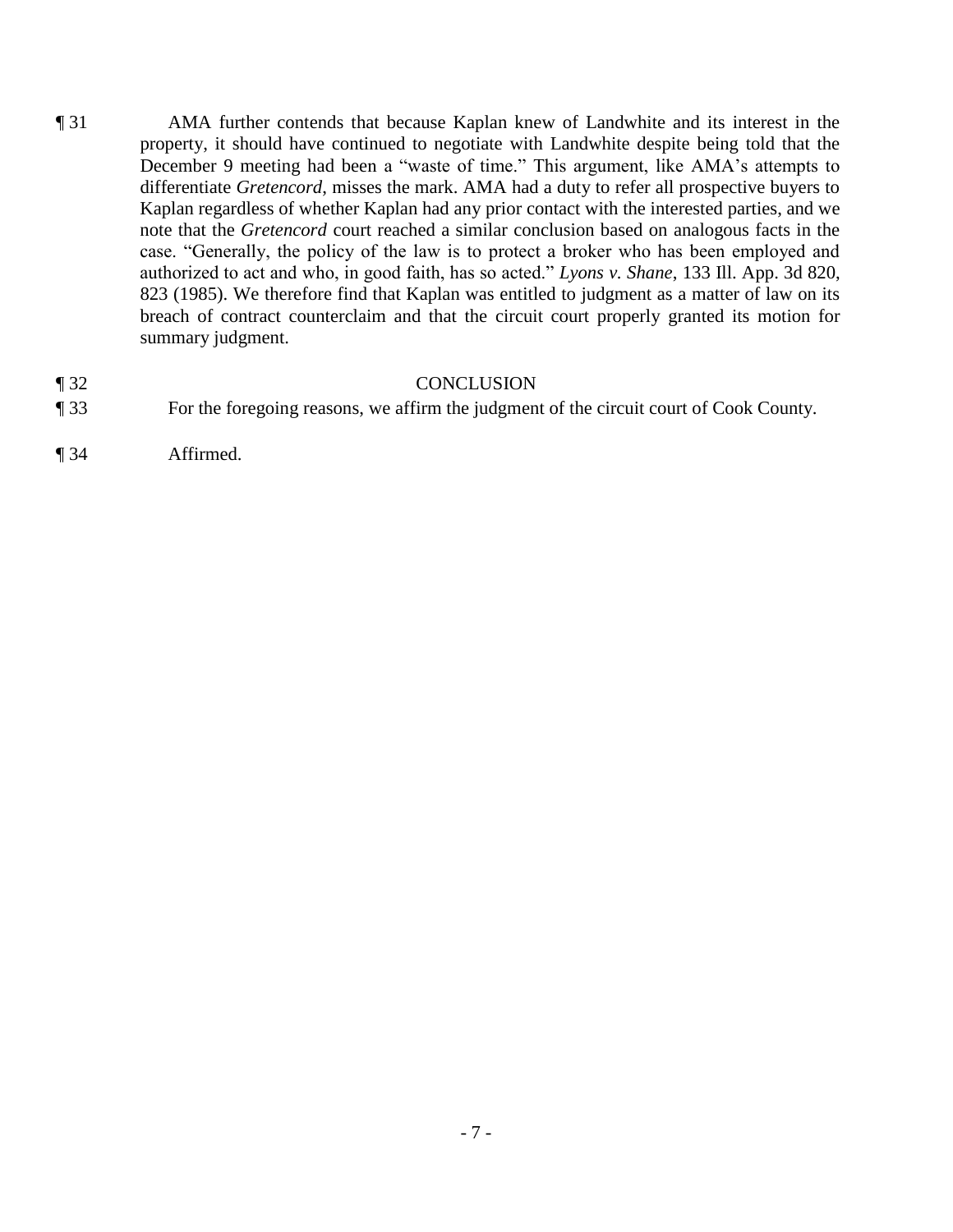¶ 31 AMA further contends that because Kaplan knew of Landwhite and its interest in the property, it should have continued to negotiate with Landwhite despite being told that the December 9 meeting had been a "waste of time." This argument, like AMA's attempts to differentiate *Gretencord*, misses the mark. AMA had a duty to refer all prospective buyers to Kaplan regardless of whether Kaplan had any prior contact with the interested parties, and we note that the *Gretencord* court reached a similar conclusion based on analogous facts in the case. "Generally, the policy of the law is to protect a broker who has been employed and authorized to act and who, in good faith, has so acted." *Lyons v. Shane*, 133 Ill. App. 3d 820, 823 (1985). We therefore find that Kaplan was entitled to judgment as a matter of law on its breach of contract counterclaim and that the circuit court properly granted its motion for summary judgment.

¶ 32 CONCLUSION

¶ 33 For the foregoing reasons, we affirm the judgment of the circuit court of Cook County.

¶ 34 Affirmed.